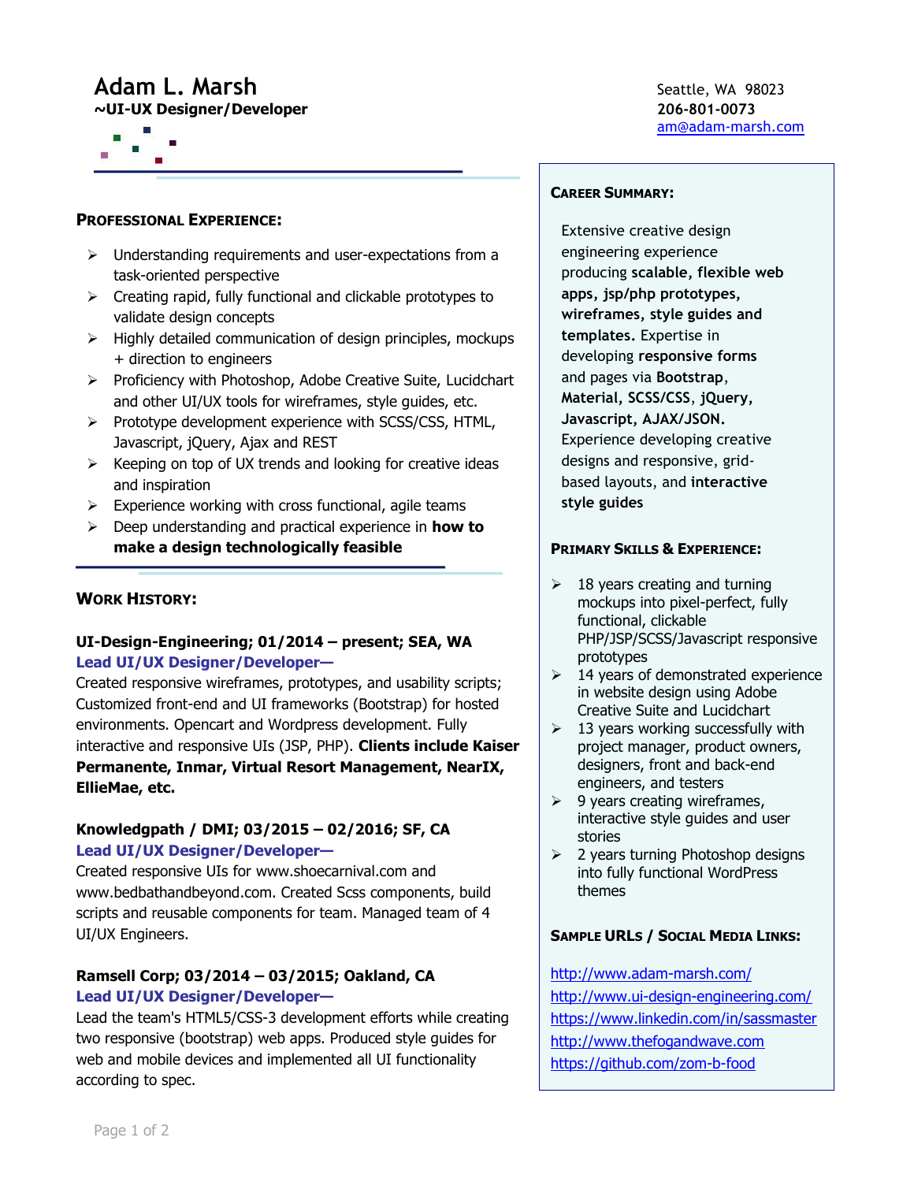# Adam L. Marsh

**~UI-UX Designer/Developer**

Seattle, WA 98023
**206-801-0073**
am@adam-marsh.com

## PROFESSIONAL EXPERIENCE:

- Understanding requirements and user-expectations from a task-oriented perspective
- Creating rapid, fully functional and clickable prototypes to validate design concepts
- Highly detailed communication of design principles, mockups + direction to engineers
- Proficiency with Photoshop, Adobe Creative Suite, Lucidchart and other UI/UX tools for wireframes, style guides, etc.
- Prototype development experience with SCSS/CSS, HTML, Javascript, jQuery, Ajax and REST
- Keeping on top of UX trends and looking for creative ideas and inspiration
- Experience working with cross functional, agile teams
- Deep understanding and practical experience in **how to make a design technologically feasible**

## WORK HISTORY:

**UI-Design-Engineering; 01/2014 – present; SEA, WA**
**Lead UI/UX Designer/Developer—**
Created responsive wireframes, prototypes, and usability scripts; Customized front-end and UI frameworks (Bootstrap) for hosted environments. Opencart and Wordpress development. Fully interactive and responsive UIs (JSP, PHP). **Clients include Kaiser Permanente, Inmar, Virtual Resort Management, NearIX, EllieMae, etc.**

**Knowledgpath / DMI; 03/2015 – 02/2016; SF, CA**
**Lead UI/UX Designer/Developer—**
Created responsive UIs for www.shoecarnival.com and www.bedbathandbeyond.com. Created Scss components, build scripts and reusable components for team. Managed team of 4 UI/UX Engineers.

**Ramsell Corp; 03/2014 – 03/2015; Oakland, CA**
**Lead UI/UX Designer/Developer—**
Lead the team's HTML5/CSS-3 development efforts while creating two responsive (bootstrap) web apps. Produced style guides for web and mobile devices and implemented all UI functionality according to spec.

## CAREER SUMMARY:

Extensive creative design engineering experience producing **scalable, flexible web apps, jsp/php prototypes, wireframes, style guides and templates.** Expertise in developing **responsive forms** and pages via **Bootstrap**, **Material, SCSS/CSS**, **jQuery, Javascript, AJAX/JSON.** Experience developing creative designs and responsive, grid-based layouts, and **interactive style guides**

## PRIMARY SKILLS & EXPERIENCE:

- 18 years creating and turning mockups into pixel-perfect, fully functional, clickable PHP/JSP/SCSS/Javascript responsive prototypes
- 14 years of demonstrated experience in website design using Adobe Creative Suite and Lucidchart
- 13 years working successfully with project manager, product owners, designers, front and back-end engineers, and testers
- 9 years creating wireframes, interactive style guides and user stories
- 2 years turning Photoshop designs into fully functional WordPress themes

## SAMPLE URLS / SOCIAL MEDIA LINKS:

http://www.adam-marsh.com/
http://www.ui-design-engineering.com/
https://www.linkedin.com/in/sassmaster
http://www.thefogandwave.com
https://github.com/zom-b-food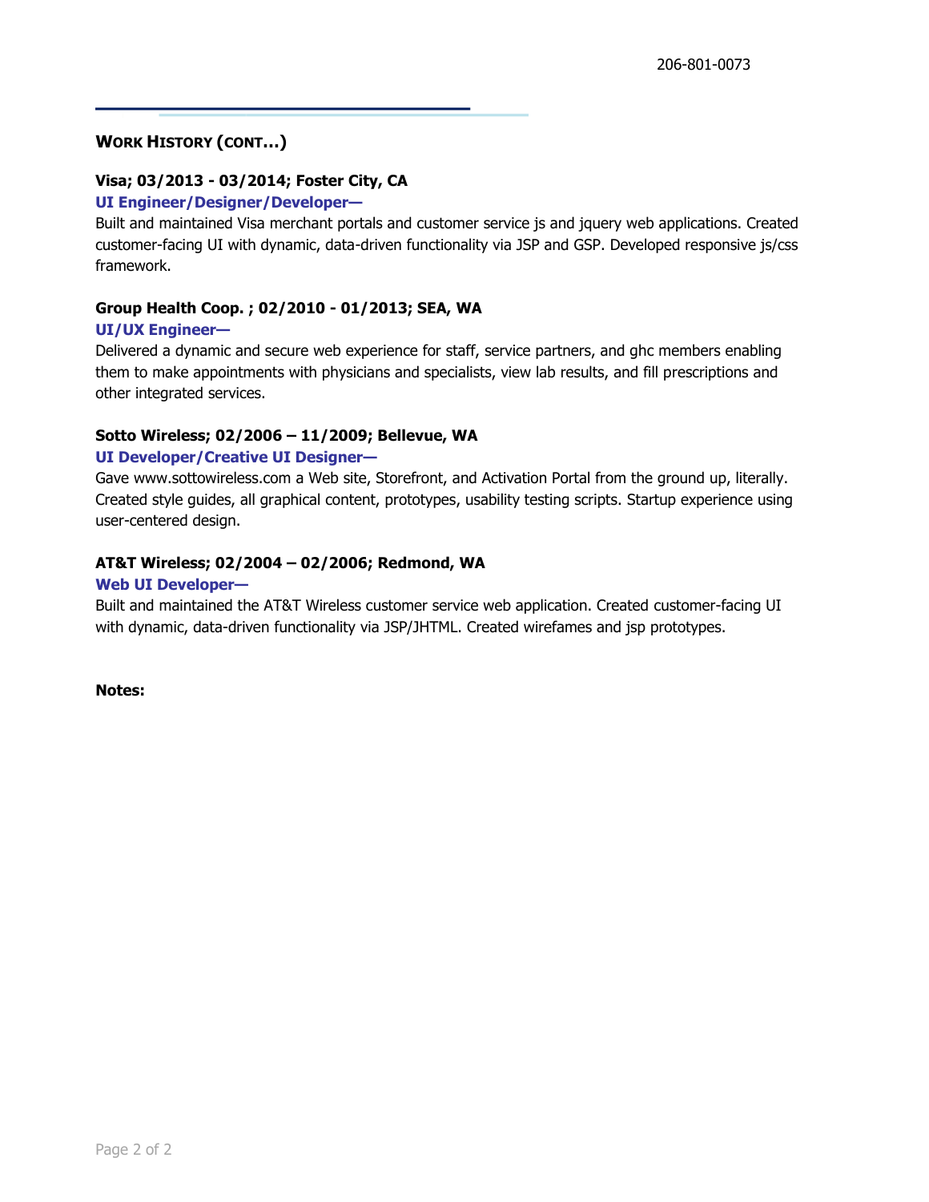206-801-0073

## WORK HISTORY (CONT…)

**Visa; 03/2013 - 03/2014; Foster City, CA**

**UI Engineer/Designer/Developer—**

Built and maintained Visa merchant portals and customer service js and jquery web applications. Created customer-facing UI with dynamic, data-driven functionality via JSP and GSP. Developed responsive js/css framework.

**Group Health Coop. ; 02/2010 - 01/2013; SEA, WA**

**UI/UX Engineer—**

Delivered a dynamic and secure web experience for staff, service partners, and ghc members enabling them to make appointments with physicians and specialists, view lab results, and fill prescriptions and other integrated services.

**Sotto Wireless; 02/2006 – 11/2009; Bellevue, WA**

**UI Developer/Creative UI Designer—**

Gave www.sottowireless.com a Web site, Storefront, and Activation Portal from the ground up, literally. Created style guides, all graphical content, prototypes, usability testing scripts. Startup experience using user-centered design.

**AT&T Wireless; 02/2004 – 02/2006; Redmond, WA**

**Web UI Developer—**

Built and maintained the AT&T Wireless customer service web application. Created customer-facing UI with dynamic, data-driven functionality via JSP/JHTML. Created wirefames and jsp prototypes.

**Notes:**